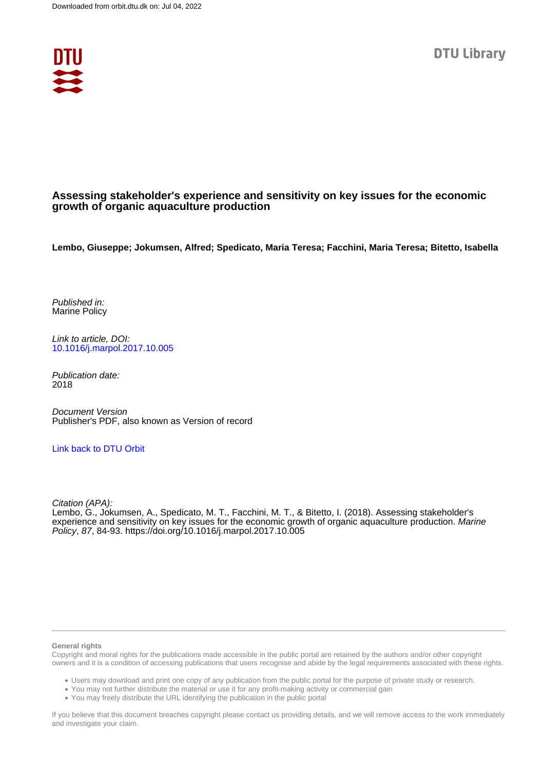Downloaded from orbit.dtu.dk on: Jul 04, 2022

DTU Library

# Assessing stakeholder's experience and sensitivity on key issues for the economic growth of organic aquaculture production

**Lembo, Giuseppe; Jokumsen, Alfred; Spedicato, Maria Teresa; Facchini, Maria Teresa; Bitetto, Isabella**

*Published in:*
Marine Policy

*Link to article, DOI:*
10.1016/j.marpol.2017.10.005

*Publication date:*
2018

*Document Version*
Publisher's PDF, also known as Version of record

Link back to DTU Orbit

*Citation (APA):*
Lembo, G., Jokumsen, A., Spedicato, M. T., Facchini, M. T., & Bitetto, I. (2018). Assessing stakeholder's experience and sensitivity on key issues for the economic growth of organic aquaculture production. *Marine Policy*, *87*, 84-93. https://doi.org/10.1016/j.marpol.2017.10.005

**General rights**

Copyright and moral rights for the publications made accessible in the public portal are retained by the authors and/or other copyright owners and it is a condition of accessing publications that users recognise and abide by the legal requirements associated with these rights.

- Users may download and print one copy of any publication from the public portal for the purpose of private study or research.
- You may not further distribute the material or use it for any profit-making activity or commercial gain
- You may freely distribute the URL identifying the publication in the public portal

If you believe that this document breaches copyright please contact us providing details, and we will remove access to the work immediately and investigate your claim.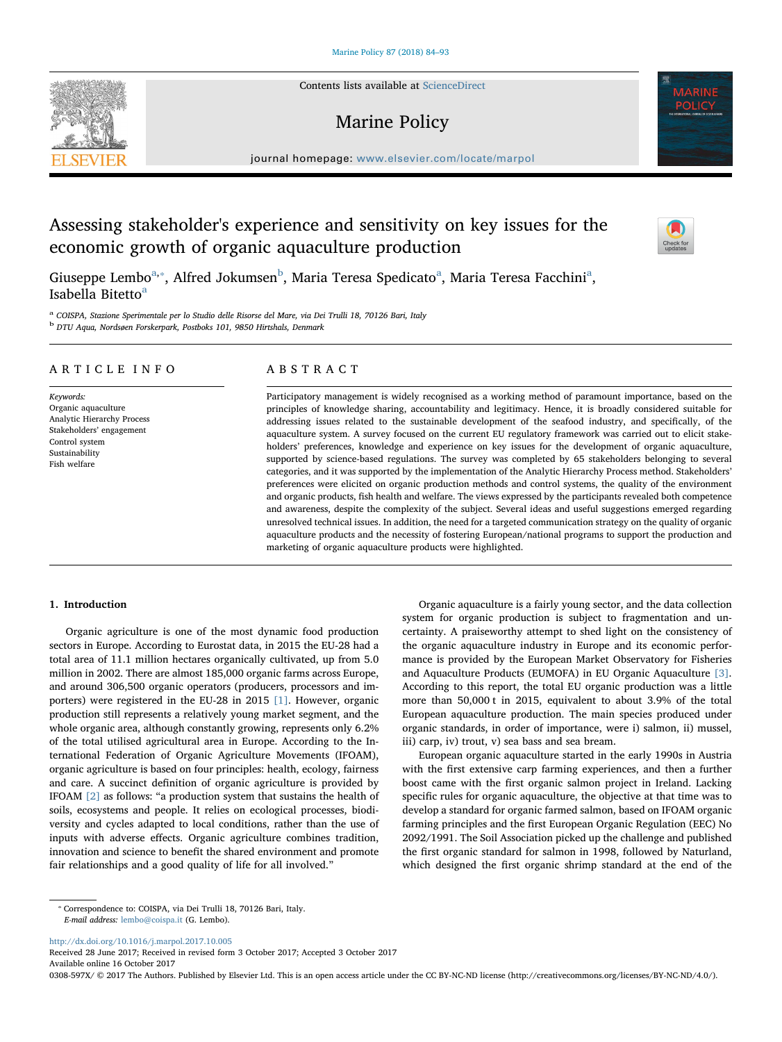# Assessing stakeholder's experience and sensitivity on key issues for the economic growth of organic aquaculture production

Giuseppe Lembo[a,*], Alfred Jokumsen[b], Maria Teresa Spedicato[a], Maria Teresa Facchini[a], Isabella Bitetto[a]

[a] COISPA, Stazione Sperimentale per lo Studio delle Risorse del Mare, via Dei Trulli 18, 70126 Bari, Italy

[b] DTU Aqua, Nordsøen Forskerpark, Postboks 101, 9850 Hirtshals, Denmark

## ARTICLE INFO

*Keywords:*
Organic aquaculture
Analytic Hierarchy Process
Stakeholders' engagement
Control system
Sustainability
Fish welfare

## ABSTRACT

Participatory management is widely recognised as a working method of paramount importance, based on the principles of knowledge sharing, accountability and legitimacy. Hence, it is broadly considered suitable for addressing issues related to the sustainable development of the seafood industry, and specifically, of the aquaculture system. A survey focused on the current EU regulatory framework was carried out to elicit stakeholders' preferences, knowledge and experience on key issues for the development of organic aquaculture, supported by science-based regulations. The survey was completed by 65 stakeholders belonging to several categories, and it was supported by the implementation of the Analytic Hierarchy Process method. Stakeholders' preferences were elicited on organic production methods and control systems, the quality of the environment and organic products, fish health and welfare. The views expressed by the participants revealed both competence and awareness, despite the complexity of the subject. Several ideas and useful suggestions emerged regarding unresolved technical issues. In addition, the need for a targeted communication strategy on the quality of organic aquaculture products and the necessity of fostering European/national programs to support the production and marketing of organic aquaculture products were highlighted.

## 1. Introduction

Organic agriculture is one of the most dynamic food production sectors in Europe. According to Eurostat data, in 2015 the EU-28 had a total area of 11.1 million hectares organically cultivated, up from 5.0 million in 2002. There are almost 185,000 organic farms across Europe, and around 306,500 organic operators (producers, processors and importers) were registered in the EU-28 in 2015 [1]. However, organic production still represents a relatively young market segment, and the whole organic area, although constantly growing, represents only 6.2% of the total utilised agricultural area in Europe. According to the International Federation of Organic Agriculture Movements (IFOAM), organic agriculture is based on four principles: health, ecology, fairness and care. A succinct definition of organic agriculture is provided by IFOAM [2] as follows: "a production system that sustains the health of soils, ecosystems and people. It relies on ecological processes, biodiversity and cycles adapted to local conditions, rather than the use of inputs with adverse effects. Organic agriculture combines tradition, innovation and science to benefit the shared environment and promote fair relationships and a good quality of life for all involved."

Organic aquaculture is a fairly young sector, and the data collection system for organic production is subject to fragmentation and uncertainty. A praiseworthy attempt to shed light on the consistency of the organic aquaculture industry in Europe and its economic performance is provided by the European Market Observatory for Fisheries and Aquaculture Products (EUMOFA) in EU Organic Aquaculture [3]. According to this report, the total EU organic production was a little more than 50,000 t in 2015, equivalent to about 3.9% of the total European aquaculture production. The main species produced under organic standards, in order of importance, were i) salmon, ii) mussel, iii) carp, iv) trout, v) sea bass and sea bream.

European organic aquaculture started in the early 1990s in Austria with the first extensive carp farming experiences, and then a further boost came with the first organic salmon project in Ireland. Lacking specific rules for organic aquaculture, the objective at that time was to develop a standard for organic farmed salmon, based on IFOAM organic farming principles and the first European Organic Regulation (EEC) No 2092/1991. The Soil Association picked up the challenge and published the first organic standard for salmon in 1998, followed by Naturland, which designed the first organic shrimp standard at the end of the

* Correspondence to: COISPA, via Dei Trulli 18, 70126 Bari, Italy.
*E-mail address:* lembo@coispa.it (G. Lembo).

http://dx.doi.org/10.1016/j.marpol.2017.10.005
Received 28 June 2017; Received in revised form 3 October 2017; Accepted 3 October 2017
Available online 16 October 2017
0308-597X/ © 2017 The Authors. Published by Elsevier Ltd. This is an open access article under the CC BY-NC-ND license (http://creativecommons.org/licenses/BY-NC-ND/4.0/).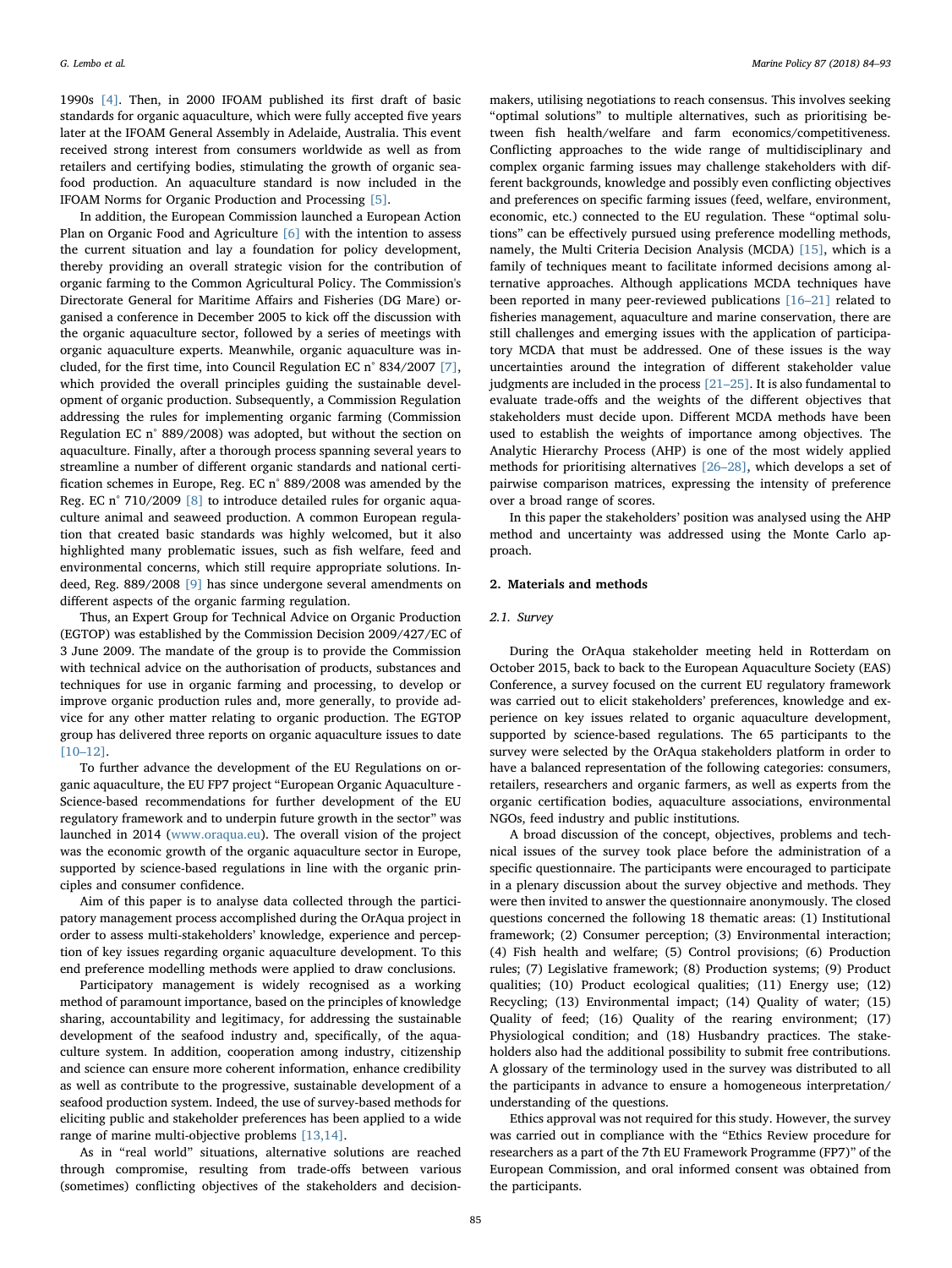1990s [4]. Then, in 2000 IFOAM published its first draft of basic standards for organic aquaculture, which were fully accepted five years later at the IFOAM General Assembly in Adelaide, Australia. This event received strong interest from consumers worldwide as well as from retailers and certifying bodies, stimulating the growth of organic seafood production. An aquaculture standard is now included in the IFOAM Norms for Organic Production and Processing [5].

In addition, the European Commission launched a European Action Plan on Organic Food and Agriculture [6] with the intention to assess the current situation and lay a foundation for policy development, thereby providing an overall strategic vision for the contribution of organic farming to the Common Agricultural Policy. The Commission's Directorate General for Maritime Affairs and Fisheries (DG Mare) organised a conference in December 2005 to kick off the discussion with the organic aquaculture sector, followed by a series of meetings with organic aquaculture experts. Meanwhile, organic aquaculture was included, for the first time, into Council Regulation EC n° 834/2007 [7], which provided the overall principles guiding the sustainable development of organic production. Subsequently, a Commission Regulation addressing the rules for implementing organic farming (Commission Regulation EC n° 889/2008) was adopted, but without the section on aquaculture. Finally, after a thorough process spanning several years to streamline a number of different organic standards and national certification schemes in Europe, Reg. EC n° 889/2008 was amended by the Reg. EC n° 710/2009 [8] to introduce detailed rules for organic aquaculture animal and seaweed production. A common European regulation that created basic standards was highly welcomed, but it also highlighted many problematic issues, such as fish welfare, feed and environmental concerns, which still require appropriate solutions. Indeed, Reg. 889/2008 [9] has since undergone several amendments on different aspects of the organic farming regulation.

Thus, an Expert Group for Technical Advice on Organic Production (EGTOP) was established by the Commission Decision 2009/427/EC of 3 June 2009. The mandate of the group is to provide the Commission with technical advice on the authorisation of products, substances and techniques for use in organic farming and processing, to develop or improve organic production rules and, more generally, to provide advice for any other matter relating to organic production. The EGTOP group has delivered three reports on organic aquaculture issues to date [10–12].

To further advance the development of the EU Regulations on organic aquaculture, the EU FP7 project "European Organic Aquaculture - Science-based recommendations for further development of the EU regulatory framework and to underpin future growth in the sector" was launched in 2014 (www.oraqua.eu). The overall vision of the project was the economic growth of the organic aquaculture sector in Europe, supported by science-based regulations in line with the organic principles and consumer confidence.

Aim of this paper is to analyse data collected through the participatory management process accomplished during the OrAqua project in order to assess multi-stakeholders' knowledge, experience and perception of key issues regarding organic aquaculture development. To this end preference modelling methods were applied to draw conclusions.

Participatory management is widely recognised as a working method of paramount importance, based on the principles of knowledge sharing, accountability and legitimacy, for addressing the sustainable development of the seafood industry and, specifically, of the aquaculture system. In addition, cooperation among industry, citizenship and science can ensure more coherent information, enhance credibility as well as contribute to the progressive, sustainable development of a seafood production system. Indeed, the use of survey-based methods for eliciting public and stakeholder preferences has been applied to a wide range of marine multi-objective problems [13,14].

As in "real world" situations, alternative solutions are reached through compromise, resulting from trade-offs between various (sometimes) conflicting objectives of the stakeholders and decision-makers, utilising negotiations to reach consensus. This involves seeking "optimal solutions" to multiple alternatives, such as prioritising between fish health/welfare and farm economics/competitiveness. Conflicting approaches to the wide range of multidisciplinary and complex organic farming issues may challenge stakeholders with different backgrounds, knowledge and possibly even conflicting objectives and preferences on specific farming issues (feed, welfare, environment, economic, etc.) connected to the EU regulation. These "optimal solutions" can be effectively pursued using preference modelling methods, namely, the Multi Criteria Decision Analysis (MCDA) [15], which is a family of techniques meant to facilitate informed decisions among alternative approaches. Although applications MCDA techniques have been reported in many peer-reviewed publications [16–21] related to fisheries management, aquaculture and marine conservation, there are still challenges and emerging issues with the application of participatory MCDA that must be addressed. One of these issues is the way uncertainties around the integration of different stakeholder value judgments are included in the process [21–25]. It is also fundamental to evaluate trade-offs and the weights of the different objectives that stakeholders must decide upon. Different MCDA methods have been used to establish the weights of importance among objectives. The Analytic Hierarchy Process (AHP) is one of the most widely applied methods for prioritising alternatives [26–28], which develops a set of pairwise comparison matrices, expressing the intensity of preference over a broad range of scores.

In this paper the stakeholders' position was analysed using the AHP method and uncertainty was addressed using the Monte Carlo approach.

## 2. Materials and methods

### 2.1. Survey

During the OrAqua stakeholder meeting held in Rotterdam on October 2015, back to back to the European Aquaculture Society (EAS) Conference, a survey focused on the current EU regulatory framework was carried out to elicit stakeholders' preferences, knowledge and experience on key issues related to organic aquaculture development, supported by science-based regulations. The 65 participants to the survey were selected by the OrAqua stakeholders platform in order to have a balanced representation of the following categories: consumers, retailers, researchers and organic farmers, as well as experts from the organic certification bodies, aquaculture associations, environmental NGOs, feed industry and public institutions.

A broad discussion of the concept, objectives, problems and technical issues of the survey took place before the administration of a specific questionnaire. The participants were encouraged to participate in a plenary discussion about the survey objective and methods. They were then invited to answer the questionnaire anonymously. The closed questions concerned the following 18 thematic areas: (1) Institutional framework; (2) Consumer perception; (3) Environmental interaction; (4) Fish health and welfare; (5) Control provisions; (6) Production rules; (7) Legislative framework; (8) Production systems; (9) Product qualities; (10) Product ecological qualities; (11) Energy use; (12) Recycling; (13) Environmental impact; (14) Quality of water; (15) Quality of feed; (16) Quality of the rearing environment; (17) Physiological condition; and (18) Husbandry practices. The stakeholders also had the additional possibility to submit free contributions. A glossary of the terminology used in the survey was distributed to all the participants in advance to ensure a homogeneous interpretation/understanding of the questions.

Ethics approval was not required for this study. However, the survey was carried out in compliance with the "Ethics Review procedure for researchers as a part of the 7th EU Framework Programme (FP7)" of the European Commission, and oral informed consent was obtained from the participants.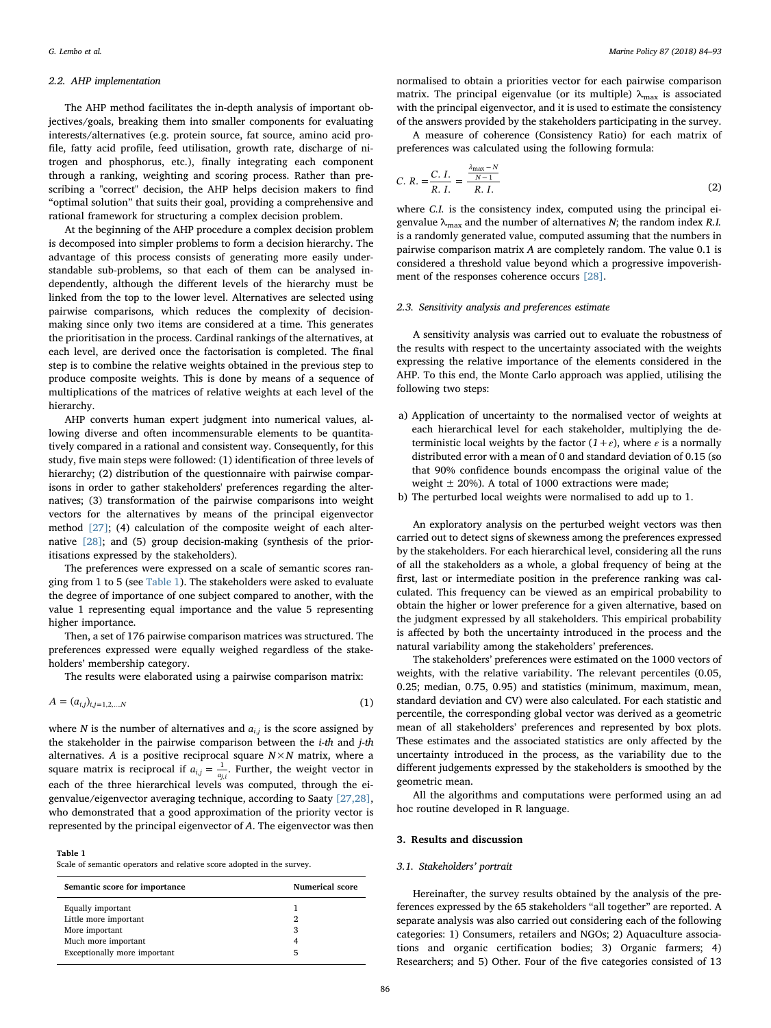### 2.2. AHP implementation

The AHP method facilitates the in-depth analysis of important objectives/goals, breaking them into smaller components for evaluating interests/alternatives (e.g. protein source, fat source, amino acid profile, fatty acid profile, feed utilisation, growth rate, discharge of nitrogen and phosphorus, etc.), finally integrating each component through a ranking, weighting and scoring process. Rather than prescribing a "correct" decision, the AHP helps decision makers to find "optimal solution" that suits their goal, providing a comprehensive and rational framework for structuring a complex decision problem.

At the beginning of the AHP procedure a complex decision problem is decomposed into simpler problems to form a decision hierarchy. The advantage of this process consists of generating more easily understandable sub-problems, so that each of them can be analysed independently, although the different levels of the hierarchy must be linked from the top to the lower level. Alternatives are selected using pairwise comparisons, which reduces the complexity of decision-making since only two items are considered at a time. This generates the prioritisation in the process. Cardinal rankings of the alternatives, at each level, are derived once the factorisation is completed. The final step is to combine the relative weights obtained in the previous step to produce composite weights. This is done by means of a sequence of multiplications of the matrices of relative weights at each level of the hierarchy.

AHP converts human expert judgment into numerical values, allowing diverse and often incommensurable elements to be quantitatively compared in a rational and consistent way. Consequently, for this study, five main steps were followed: (1) identification of three levels of hierarchy; (2) distribution of the questionnaire with pairwise comparisons in order to gather stakeholders' preferences regarding the alternatives; (3) transformation of the pairwise comparisons into weight vectors for the alternatives by means of the principal eigenvector method [27]; (4) calculation of the composite weight of each alternative [28]; and (5) group decision-making (synthesis of the prioritisations expressed by the stakeholders).

The preferences were expressed on a scale of semantic scores ranging from 1 to 5 (see Table 1). The stakeholders were asked to evaluate the degree of importance of one subject compared to another, with the value 1 representing equal importance and the value 5 representing higher importance.

Then, a set of 176 pairwise comparison matrices was structured. The preferences expressed were equally weighed regardless of the stakeholders' membership category.

The results were elaborated using a pairwise comparison matrix:

$$A = (a_{i,j})_{i,j=1,2,\ldots,N} \tag{1}$$

where $N$ is the number of alternatives and $a_{i,j}$ is the score assigned by the stakeholder in the pairwise comparison between the *i-th* and *j-th* alternatives. $A$ is a positive reciprocal square $N \times N$ matrix, where a square matrix is reciprocal if $a_{i,j} = \frac{1}{a_{j,i}}$. Further, the weight vector in each of the three hierarchical levels was computed, through the eigenvalue/eigenvector averaging technique, according to Saaty [27,28], who demonstrated that a good approximation of the priority vector is represented by the principal eigenvector of $A$. The eigenvector was then normalised to obtain a priorities vector for each pairwise comparison matrix. The principal eigenvalue (or its multiple) $\lambda_{max}$ is associated with the principal eigenvector, and it is used to estimate the consistency of the answers provided by the stakeholders participating in the survey.

A measure of coherence (Consistency Ratio) for each matrix of preferences was calculated using the following formula:

$$C.\,R. = \frac{C.\,I.}{R.\,I.} = \frac{\frac{\lambda_{max} - N}{N-1}}{R.\,I.} \tag{2}$$

where *C.I.* is the consistency index, computed using the principal eigenvalue $\lambda_{max}$ and the number of alternatives $N$; the random index *R.I.* is a randomly generated value, computed assuming that the numbers in pairwise comparison matrix $A$ are completely random. The value 0.1 is considered a threshold value beyond which a progressive impoverishment of the responses coherence occurs [28].

**Table 1**
Scale of semantic operators and relative score adopted in the survey.

| Semantic score for importance | Numerical score |
|---|---|
| Equally important | 1 |
| Little more important | 2 |
| More important | 3 |
| Much more important | 4 |
| Exceptionally more important | 5 |

### 2.3. Sensitivity analysis and preferences estimate

A sensitivity analysis was carried out to evaluate the robustness of the results with respect to the uncertainty associated with the weights expressing the relative importance of the elements considered in the AHP. To this end, the Monte Carlo approach was applied, utilising the following two steps:

a) Application of uncertainty to the normalised vector of weights at each hierarchical level for each stakeholder, multiplying the deterministic local weights by the factor $(1+\varepsilon)$, where $\varepsilon$ is a normally distributed error with a mean of 0 and standard deviation of 0.15 (so that 90% confidence bounds encompass the original value of the weight ± 20%). A total of 1000 extractions were made;
b) The perturbed local weights were normalised to add up to 1.

An exploratory analysis on the perturbed weight vectors was then carried out to detect signs of skewness among the preferences expressed by the stakeholders. For each hierarchical level, considering all the runs of all the stakeholders as a whole, a global frequency of being at the first, last or intermediate position in the preference ranking was calculated. This frequency can be viewed as an empirical probability to obtain the higher or lower preference for a given alternative, based on the judgment expressed by all stakeholders. This empirical probability is affected by both the uncertainty introduced in the process and the natural variability among the stakeholders' preferences.

The stakeholders' preferences were estimated on the 1000 vectors of weights, with the relative variability. The relevant percentiles (0.05, 0.25; median, 0.75, 0.95) and statistics (minimum, maximum, mean, standard deviation and CV) were also calculated. For each statistic and percentile, the corresponding global vector was derived as a geometric mean of all stakeholders' preferences and represented by box plots. These estimates and the associated statistics are only affected by the uncertainty introduced in the process, as the variability due to the different judgements expressed by the stakeholders is smoothed by the geometric mean.

All the algorithms and computations were performed using an ad hoc routine developed in R language.

## 3. Results and discussion

### 3.1. Stakeholders' portrait

Hereinafter, the survey results obtained by the analysis of the preferences expressed by the 65 stakeholders "all together" are reported. A separate analysis was also carried out considering each of the following categories: 1) Consumers, retailers and NGOs; 2) Aquaculture associations and organic certification bodies; 3) Organic farmers; 4) Researchers; and 5) Other. Four of the five categories consisted of 13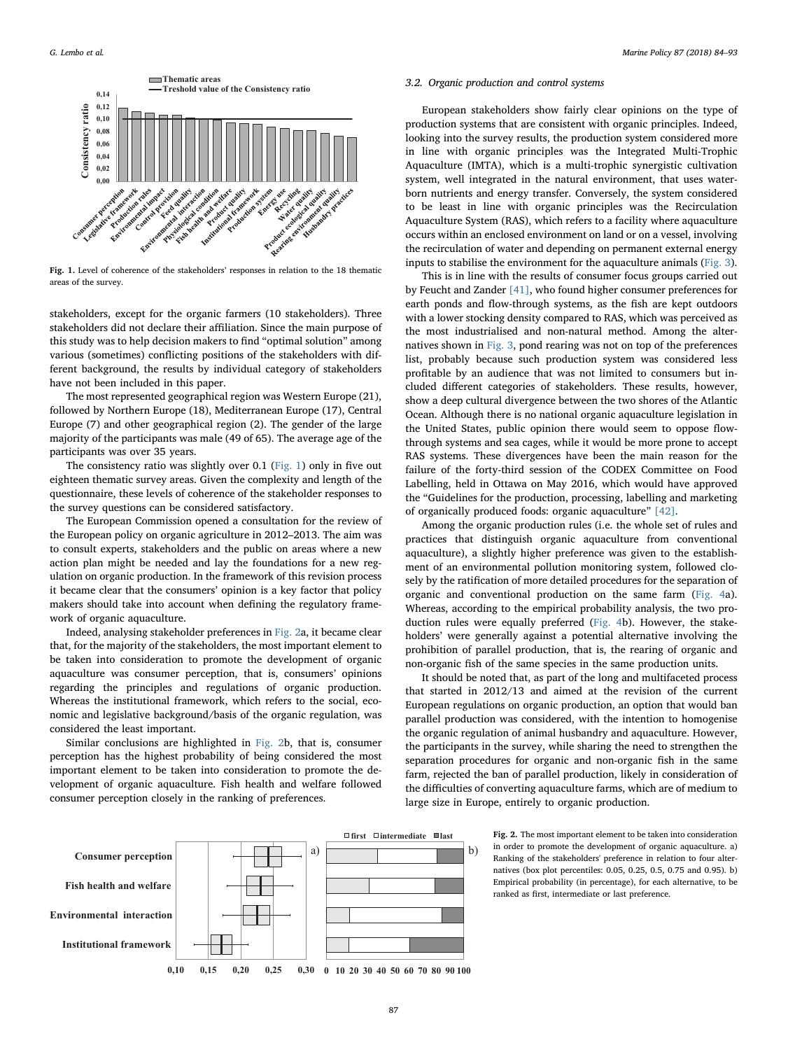Thematic areas
Treshold value of the Consistency ratio
Consistency ratio
0,14
0,12
0,10
0,08
0,06
0,04
0,02
0,00
Consumer perception
Legislative framework
Production rules
Environmental impact
Control provision
Feed quality
Environmental interaction
Physiological condition
Fish health and welfare
Product quality
Institutional framework
Production system
Energy use
Recycling
Water quality
Product ecological quality
Rearing environment quality
Husbandry practices

**Fig. 1.** Level of coherence of the stakeholders' responses in relation to the 18 thematic areas of the survey.

stakeholders, except for the organic farmers (10 stakeholders). Three stakeholders did not declare their affiliation. Since the main purpose of this study was to help decision makers to find "optimal solution" among various (sometimes) conflicting positions of the stakeholders with different background, the results by individual category of stakeholders have not been included in this paper.

The most represented geographical region was Western Europe (21), followed by Northern Europe (18), Mediterranean Europe (17), Central Europe (7) and other geographical region (2). The gender of the large majority of the participants was male (49 of 65). The average age of the participants was over 35 years.

The consistency ratio was slightly over 0.1 (Fig. 1) only in five out eighteen thematic survey areas. Given the complexity and length of the questionnaire, these levels of coherence of the stakeholder responses to the survey questions can be considered satisfactory.

The European Commission opened a consultation for the review of the European policy on organic agriculture in 2012–2013. The aim was to consult experts, stakeholders and the public on areas where a new action plan might be needed and lay the foundations for a new regulation on organic production. In the framework of this revision process it became clear that the consumers' opinion is a key factor that policy makers should take into account when defining the regulatory framework of organic aquaculture.

Indeed, analysing stakeholder preferences in Fig. 2a, it became clear that, for the majority of the stakeholders, the most important element to be taken into consideration to promote the development of organic aquaculture was consumer perception, that is, consumers' opinions regarding the principles and regulations of organic production. Whereas the institutional framework, which refers to the social, economic and legislative background/basis of the organic regulation, was considered the least important.

Similar conclusions are highlighted in Fig. 2b, that is, consumer perception has the highest probability of being considered the most important element to be taken into consideration to promote the development of organic aquaculture. Fish health and welfare followed consumer perception closely in the ranking of preferences.

### 3.2. Organic production and control systems

European stakeholders show fairly clear opinions on the type of production systems that are consistent with organic principles. Indeed, looking into the survey results, the production system considered more in line with organic principles was the Integrated Multi-Trophic Aquaculture (IMTA), which is a multi-trophic synergistic cultivation system, well integrated in the natural environment, that uses waterborn nutrients and energy transfer. Conversely, the system considered to be least in line with organic principles was the Recirculation Aquaculture System (RAS), which refers to a facility where aquaculture occurs within an enclosed environment on land or on a vessel, involving the recirculation of water and depending on permanent external energy inputs to stabilise the environment for the aquaculture animals (Fig. 3).

This is in line with the results of consumer focus groups carried out by Feucht and Zander [41], who found higher consumer preferences for earth ponds and flow-through systems, as the fish are kept outdoors with a lower stocking density compared to RAS, which was perceived as the most industrialised and non-natural method. Among the alternatives shown in Fig. 3, pond rearing was not on top of the preferences list, probably because such production system was considered less profitable by an audience that was not limited to consumers but included different categories of stakeholders. These results, however, show a deep cultural divergence between the two shores of the Atlantic Ocean. Although there is no national organic aquaculture legislation in the United States, public opinion there would seem to oppose flow-through systems and sea cages, while it would be more prone to accept RAS systems. These divergences have been the main reason for the failure of the forty-third session of the CODEX Committee on Food Labelling, held in Ottawa on May 2016, which would have approved the "Guidelines for the production, processing, labelling and marketing of organically produced foods: organic aquaculture" [42].

Among the organic production rules (i.e. the whole set of rules and practices that distinguish organic aquaculture from conventional aquaculture), a slightly higher preference was given to the establishment of an environmental pollution monitoring system, followed closely by the ratification of more detailed procedures for the separation of organic and conventional production on the same farm (Fig. 4a). Whereas, according to the empirical probability analysis, the two production rules were equally preferred (Fig. 4b). However, the stakeholders' were generally against a potential alternative involving the prohibition of parallel production, that is, the rearing of organic and non-organic fish of the same species in the same production units.

It should be noted that, as part of the long and multifaceted process that started in 2012/13 and aimed at the revision of the current European regulations on organic production, an option that would ban parallel production was considered, with the intention to homogenise the organic regulation of animal husbandry and aquaculture. However, the participants in the survey, while sharing the need to strengthen the separation procedures for organic and non-organic fish in the same farm, rejected the ban of parallel production, likely in consideration of the difficulties of converting aquaculture farms, which are of medium to large size in Europe, entirely to organic production.

Consumer perception
Fish health and welfare
Environmental interaction
Institutional framework
a)
0,10 0,15 0,20 0,25 0,30
first intermediate last
b)
0 10 20 30 40 50 60 70 80 90 100

**Fig. 2.** The most important element to be taken into consideration in order to promote the development of organic aquaculture. a) Ranking of the stakeholders' preference in relation to four alternatives (box plot percentiles: 0.05, 0.25, 0.5, 0.75 and 0.95). b) Empirical probability (in percentage), for each alternative, to be ranked as first, intermediate or last preference.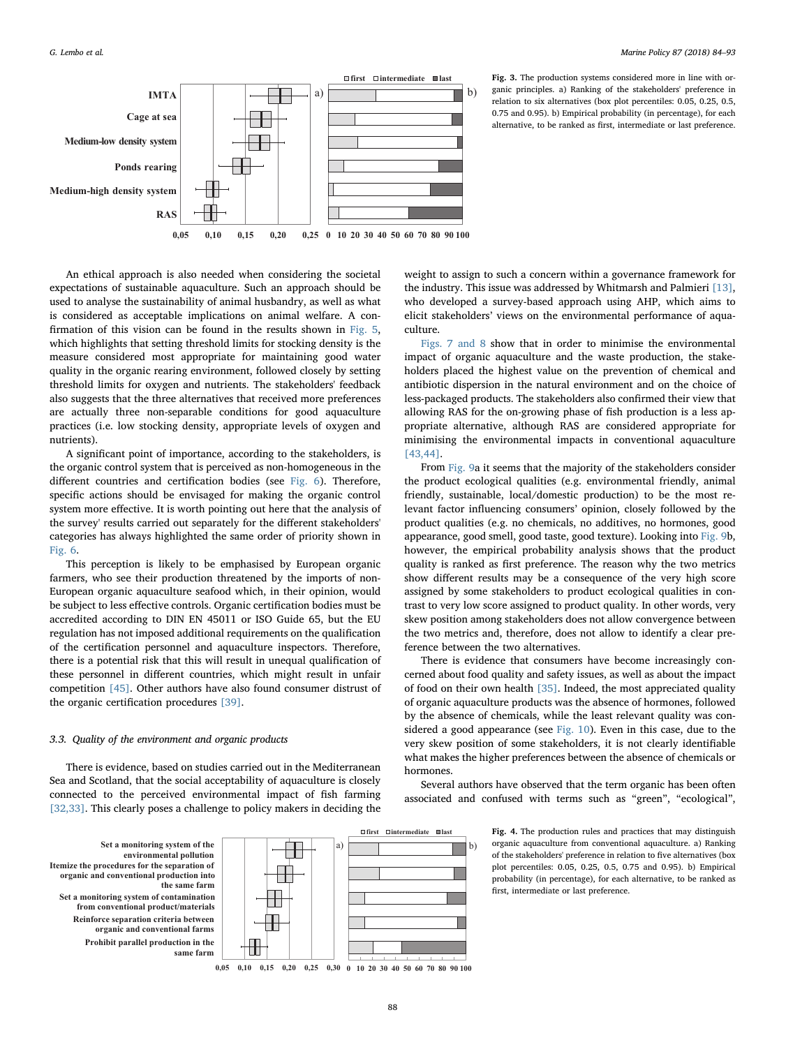first intermediate last

IMTA

Cage at sea

Medium-low density system

Ponds rearing

Medium-high density system

RAS

a) b)

0,05 0,10 0,15 0,20 0,25 0 10 20 30 40 50 60 70 80 90 100

**Fig. 3.** The production systems considered more in line with organic principles. a) Ranking of the stakeholders' preference in relation to six alternatives (box plot percentiles: 0.05, 0.25, 0.5, 0.75 and 0.95). b) Empirical probability (in percentage), for each alternative, to be ranked as first, intermediate or last preference.

An ethical approach is also needed when considering the societal expectations of sustainable aquaculture. Such an approach should be used to analyse the sustainability of animal husbandry, as well as what is considered as acceptable implications on animal welfare. A confirmation of this vision can be found in the results shown in Fig. 5, which highlights that setting threshold limits for stocking density is the measure considered most appropriate for maintaining good water quality in the organic rearing environment, followed closely by setting threshold limits for oxygen and nutrients. The stakeholders' feedback also suggests that the three alternatives that received more preferences are actually three non-separable conditions for good aquaculture practices (i.e. low stocking density, appropriate levels of oxygen and nutrients).

A significant point of importance, according to the stakeholders, is the organic control system that is perceived as non-homogeneous in the different countries and certification bodies (see Fig. 6). Therefore, specific actions should be envisaged for making the organic control system more effective. It is worth pointing out here that the analysis of the survey' results carried out separately for the different stakeholders' categories has always highlighted the same order of priority shown in Fig. 6.

This perception is likely to be emphasised by European organic farmers, who see their production threatened by the imports of non-European organic aquaculture seafood which, in their opinion, would be subject to less effective controls. Organic certification bodies must be accredited according to DIN EN 45011 or ISO Guide 65, but the EU regulation has not imposed additional requirements on the qualification of the certification personnel and aquaculture inspectors. Therefore, there is a potential risk that this will result in unequal qualification of these personnel in different countries, which might result in unfair competition [45]. Other authors have also found consumer distrust of the organic certification procedures [39].

### 3.3. Quality of the environment and organic products

There is evidence, based on studies carried out in the Mediterranean Sea and Scotland, that the social acceptability of aquaculture is closely connected to the perceived environmental impact of fish farming [32,33]. This clearly poses a challenge to policy makers in deciding the weight to assign to such a concern within a governance framework for the industry. This issue was addressed by Whitmarsh and Palmieri [13], who developed a survey-based approach using AHP, which aims to elicit stakeholders' views on the environmental performance of aquaculture.

Figs. 7 and 8 show that in order to minimise the environmental impact of organic aquaculture and the waste production, the stakeholders placed the highest value on the prevention of chemical and antibiotic dispersion in the natural environment and on the choice of less-packaged products. The stakeholders also confirmed their view that allowing RAS for the on-growing phase of fish production is a less appropriate alternative, although RAS are considered appropriate for minimising the environmental impacts in conventional aquaculture [43,44].

From Fig. 9a it seems that the majority of the stakeholders consider the product ecological qualities (e.g. environmental friendly, animal friendly, sustainable, local/domestic production) to be the most relevant factor influencing consumers' opinion, closely followed by the product qualities (e.g. no chemicals, no additives, no hormones, good appearance, good smell, good taste, good texture). Looking into Fig. 9b, however, the empirical probability analysis shows that the product quality is ranked as first preference. The reason why the two metrics show different results may be a consequence of the very high score assigned by some stakeholders to product ecological qualities in contrast to very low score assigned to product quality. In other words, very skew position among stakeholders does not allow convergence between the two metrics and, therefore, does not allow to identify a clear preference between the two alternatives.

There is evidence that consumers have become increasingly concerned about food quality and safety issues, as well as about the impact of food on their own health [35]. Indeed, the most appreciated quality of organic aquaculture products was the absence of hormones, followed by the absence of chemicals, while the least relevant quality was considered a good appearance (see Fig. 10). Even in this case, due to the very skew position of some stakeholders, it is not clearly identifiable what makes the higher preferences between the absence of chemicals or hormones.

Several authors have observed that the term organic has been often associated and confused with terms such as "green", "ecological",

first intermediate last

Set a monitoring system of the environmental pollution

Itemize the procedures for the separation of organic and conventional production into the same farm

Set a monitoring system of contamination from conventional product/materials

Reinforce separation criteria between organic and conventional farms

Prohibit parallel production in the same farm

a) b)

0,05 0,10 0,15 0,20 0,25 0,30 0 10 20 30 40 50 60 70 80 90 100

**Fig. 4.** The production rules and practices that may distinguish organic aquaculture from conventional aquaculture. a) Ranking of the stakeholders' preference in relation to five alternatives (box plot percentiles: 0.05, 0.25, 0.5, 0.75 and 0.95). b) Empirical probability (in percentage), for each alternative, to be ranked as first, intermediate or last preference.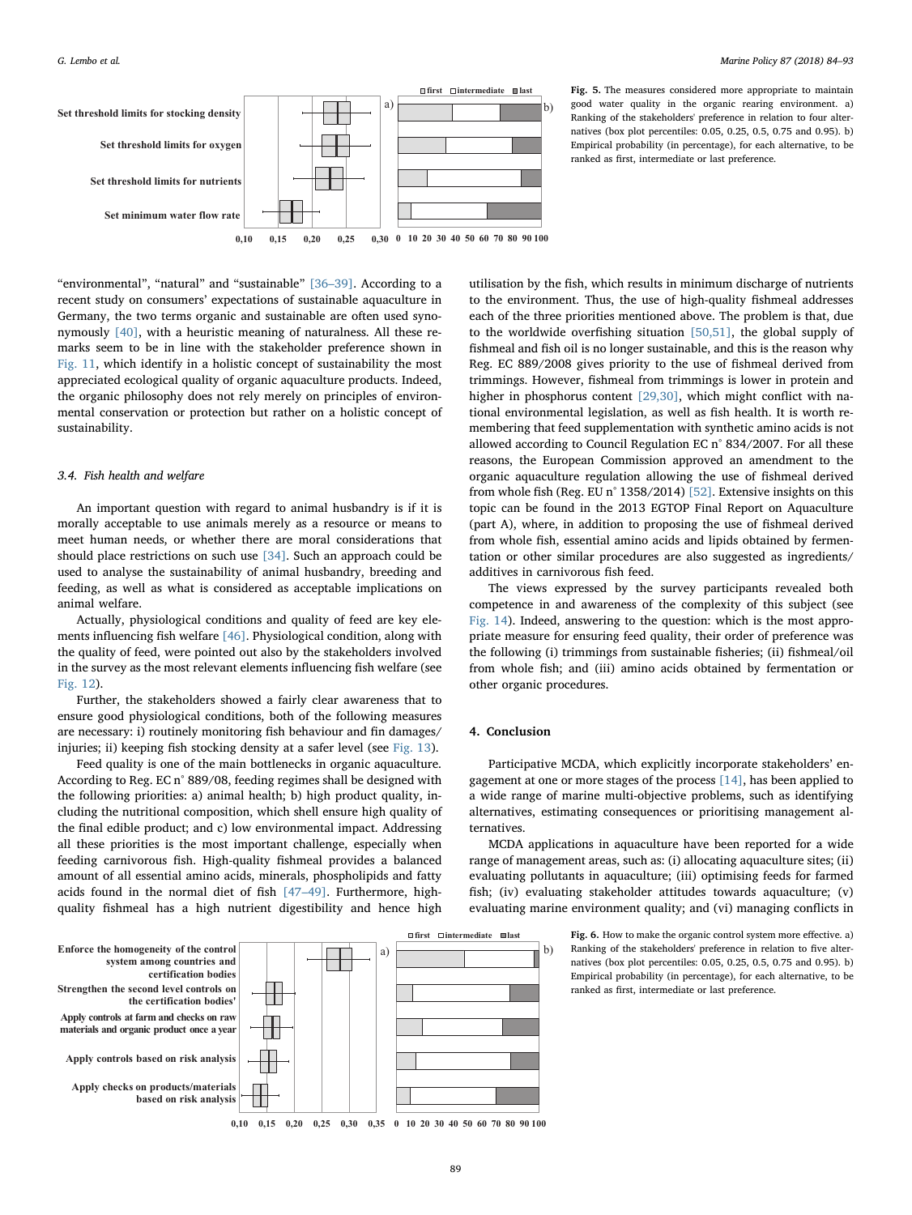Fig. 5. The measures considered more appropriate to maintain good water quality in the organic rearing environment. a) Ranking of the stakeholders' preference in relation to four alternatives (box plot percentiles: 0.05, 0.25, 0.5, 0.75 and 0.95). b) Empirical probability (in percentage), for each alternative, to be ranked as first, intermediate or last preference.

"environmental", "natural" and "sustainable" [36–39]. According to a recent study on consumers' expectations of sustainable aquaculture in Germany, the two terms organic and sustainable are often used synonymously [40], with a heuristic meaning of naturalness. All these remarks seem to be in line with the stakeholder preference shown in Fig. 11, which identify in a holistic concept of sustainability the most appreciated ecological quality of organic aquaculture products. Indeed, the organic philosophy does not rely merely on principles of environmental conservation or protection but rather on a holistic concept of sustainability.

### 3.4. Fish health and welfare

An important question with regard to animal husbandry is if it is morally acceptable to use animals merely as a resource or means to meet human needs, or whether there are moral considerations that should place restrictions on such use [34]. Such an approach could be used to analyse the sustainability of animal husbandry, breeding and feeding, as well as what is considered as acceptable implications on animal welfare.

Actually, physiological conditions and quality of feed are key elements influencing fish welfare [46]. Physiological condition, along with the quality of feed, were pointed out also by the stakeholders involved in the survey as the most relevant elements influencing fish welfare (see Fig. 12).

Further, the stakeholders showed a fairly clear awareness that to ensure good physiological conditions, both of the following measures are necessary: i) routinely monitoring fish behaviour and fin damages/injuries; ii) keeping fish stocking density at a safer level (see Fig. 13).

Feed quality is one of the main bottlenecks in organic aquaculture. According to Reg. EC n° 889/08, feeding regimes shall be designed with the following priorities: a) animal health; b) high product quality, including the nutritional composition, which shell ensure high quality of the final edible product; and c) low environmental impact. Addressing all these priorities is the most important challenge, especially when feeding carnivorous fish. High-quality fishmeal provides a balanced amount of all essential amino acids, minerals, phospholipids and fatty acids found in the normal diet of fish [47–49]. Furthermore, high-quality fishmeal has a high nutrient digestibility and hence high utilisation by the fish, which results in minimum discharge of nutrients to the environment. Thus, the use of high-quality fishmeal addresses each of the three priorities mentioned above. The problem is that, due to the worldwide overfishing situation [50,51], the global supply of fishmeal and fish oil is no longer sustainable, and this is the reason why Reg. EC 889/2008 gives priority to the use of fishmeal derived from trimmings. However, fishmeal from trimmings is lower in protein and higher in phosphorus content [29,30], which might conflict with national environmental legislation, as well as fish health. It is worth remembering that feed supplementation with synthetic amino acids is not allowed according to Council Regulation EC n° 834/2007. For all these reasons, the European Commission approved an amendment to the organic aquaculture regulation allowing the use of fishmeal derived from whole fish (Reg. EU n° 1358/2014) [52]. Extensive insights on this topic can be found in the 2013 EGTOP Final Report on Aquaculture (part A), where, in addition to proposing the use of fishmeal derived from whole fish, essential amino acids and lipids obtained by fermentation or other similar procedures are also suggested as ingredients/additives in carnivorous fish feed.

The views expressed by the survey participants revealed both competence in and awareness of the complexity of this subject (see Fig. 14). Indeed, answering to the question: which is the most appropriate measure for ensuring feed quality, their order of preference was the following (i) trimmings from sustainable fisheries; (ii) fishmeal/oil from whole fish; and (iii) amino acids obtained by fermentation or other organic procedures.

## 4. Conclusion

Participative MCDA, which explicitly incorporate stakeholders' engagement at one or more stages of the process [14], has been applied to a wide range of marine multi-objective problems, such as identifying alternatives, estimating consequences or prioritising management alternatives.

MCDA applications in aquaculture have been reported for a wide range of management areas, such as: (i) allocating aquaculture sites; (ii) evaluating pollutants in aquaculture; (iii) optimising feeds for farmed fish; (iv) evaluating stakeholder attitudes towards aquaculture; (v) evaluating marine environment quality; and (vi) managing conflicts in

Fig. 6. How to make the organic control system more effective. a) Ranking of the stakeholders' preference in relation to five alternatives (box plot percentiles: 0.05, 0.25, 0.5, 0.75 and 0.95). b) Empirical probability (in percentage), for each alternative, to be ranked as first, intermediate or last preference.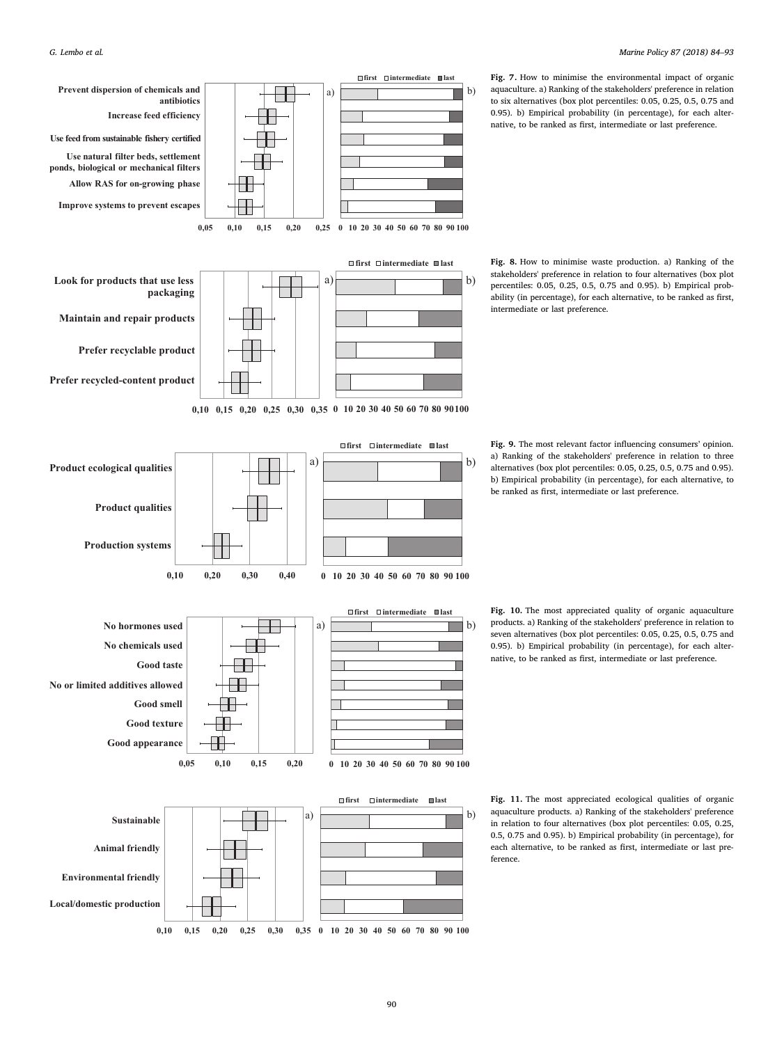**Fig. 7.** How to minimise the environmental impact of organic aquaculture. a) Ranking of the stakeholders' preference in relation to six alternatives (box plot percentiles: 0.05, 0.25, 0.5, 0.75 and 0.95). b) Empirical probability (in percentage), for each alternative, to be ranked as first, intermediate or last preference.

**Fig. 8.** How to minimise waste production. a) Ranking of the stakeholders' preference in relation to four alternatives (box plot percentiles: 0.05, 0.25, 0.5, 0.75 and 0.95). b) Empirical probability (in percentage), for each alternative, to be ranked as first, intermediate or last preference.

**Fig. 9.** The most relevant factor influencing consumers' opinion. a) Ranking of the stakeholders' preference in relation to three alternatives (box plot percentiles: 0.05, 0.25, 0.5, 0.75 and 0.95). b) Empirical probability (in percentage), for each alternative, to be ranked as first, intermediate or last preference.

**Fig. 10.** The most appreciated quality of organic aquaculture products. a) Ranking of the stakeholders' preference in relation to seven alternatives (box plot percentiles: 0.05, 0.25, 0.5, 0.75 and 0.95). b) Empirical probability (in percentage), for each alternative, to be ranked as first, intermediate or last preference.

**Fig. 11.** The most appreciated ecological qualities of organic aquaculture products. a) Ranking of the stakeholders' preference in relation to four alternatives (box plot percentiles: 0.05, 0.25, 0.5, 0.75 and 0.95). b) Empirical probability (in percentage), for each alternative, to be ranked as first, intermediate or last preference.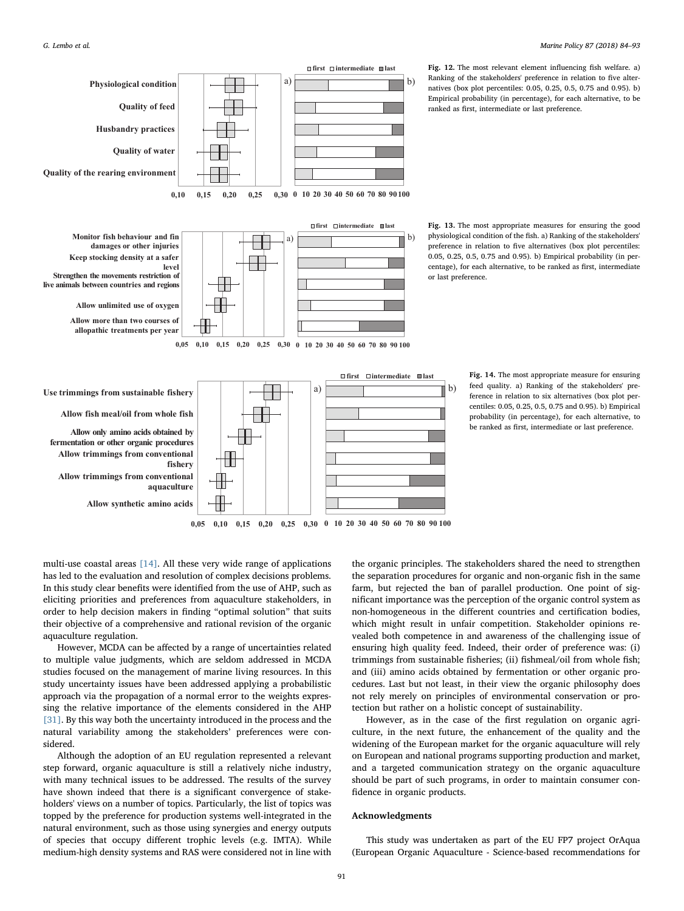**first** **intermediate** **last**

Physiological condition

Quality of feed

Husbandry practices

Quality of water

Quality of the rearing environment

a)

b)

0,10 0,15 0,20 0,25 0,30

0 10 20 30 40 50 60 70 80 90 100

**Fig. 12.** The most relevant element influencing fish welfare. a) Ranking of the stakeholders' preference in relation to five alternatives (box plot percentiles: 0.05, 0.25, 0.5, 0.75 and 0.95). b) Empirical probability (in percentage), for each alternative, to be ranked as first, intermediate or last preference.

**first** **intermediate** **last**

Monitor fish behaviour and fin damages or other injuries

Keep stocking density at a safer level

Strengthen the movements restriction of live animals between countries and regions

Allow unlimited use of oxygen

Allow more than two courses of allopathic treatments per year

a)

b)

0,05 0,10 0,15 0,20 0,25 0,30

0 10 20 30 40 50 60 70 80 90 100

**Fig. 13.** The most appropriate measures for ensuring the good physiological condition of the fish. a) Ranking of the stakeholders' preference in relation to five alternatives (box plot percentiles: 0.05, 0.25, 0.5, 0.75 and 0.95). b) Empirical probability (in percentage), for each alternative, to be ranked as first, intermediate or last preference.

**first** **intermediate** **last**

Use trimmings from sustainable fishery

Allow fish meal/oil from whole fish

Allow only amino acids obtained by fermentation or other organic procedures

Allow trimmings from conventional fishery

Allow trimmings from conventional aquaculture

Allow synthetic amino acids

a)

b)

0,05 0,10 0,15 0,20 0,25 0,30

0 10 20 30 40 50 60 70 80 90 100

**Fig. 14.** The most appropriate measure for ensuring feed quality. a) Ranking of the stakeholders' preference in relation to six alternatives (box plot percentiles: 0.05, 0.25, 0.5, 0.75 and 0.95). b) Empirical probability (in percentage), for each alternative, to be ranked as first, intermediate or last preference.

multi-use coastal areas [14]. All these very wide range of applications has led to the evaluation and resolution of complex decisions problems. In this study clear benefits were identified from the use of AHP, such as eliciting priorities and preferences from aquaculture stakeholders, in order to help decision makers in finding "optimal solution" that suits their objective of a comprehensive and rational revision of the organic aquaculture regulation.

However, MCDA can be affected by a range of uncertainties related to multiple value judgments, which are seldom addressed in MCDA studies focused on the management of marine living resources. In this study uncertainty issues have been addressed applying a probabilistic approach via the propagation of a normal error to the weights expressing the relative importance of the elements considered in the AHP [31]. By this way both the uncertainty introduced in the process and the natural variability among the stakeholders' preferences were considered.

Although the adoption of an EU regulation represented a relevant step forward, organic aquaculture is still a relatively niche industry, with many technical issues to be addressed. The results of the survey have shown indeed that there is a significant convergence of stakeholders' views on a number of topics. Particularly, the list of topics was topped by the preference for production systems well-integrated in the natural environment, such as those using synergies and energy outputs of species that occupy different trophic levels (e.g. IMTA). While medium-high density systems and RAS were considered not in line with the organic principles. The stakeholders shared the need to strengthen the separation procedures for organic and non-organic fish in the same farm, but rejected the ban of parallel production. One point of significant importance was the perception of the organic control system as non-homogeneous in the different countries and certification bodies, which might result in unfair competition. Stakeholder opinions revealed both competence in and awareness of the challenging issue of ensuring high quality feed. Indeed, their order of preference was: (i) trimmings from sustainable fisheries; (ii) fishmeal/oil from whole fish; and (iii) amino acids obtained by fermentation or other organic procedures. Last but not least, in their view the organic philosophy does not rely merely on principles of environmental conservation or protection but rather on a holistic concept of sustainability.

However, as in the case of the first regulation on organic agriculture, in the next future, the enhancement of the quality and the widening of the European market for the organic aquaculture will rely on European and national programs supporting production and market, and a targeted communication strategy on the organic aquaculture should be part of such programs, in order to maintain consumer confidence in organic products.

## Acknowledgments

This study was undertaken as part of the EU FP7 project OrAqua (European Organic Aquaculture - Science-based recommendations for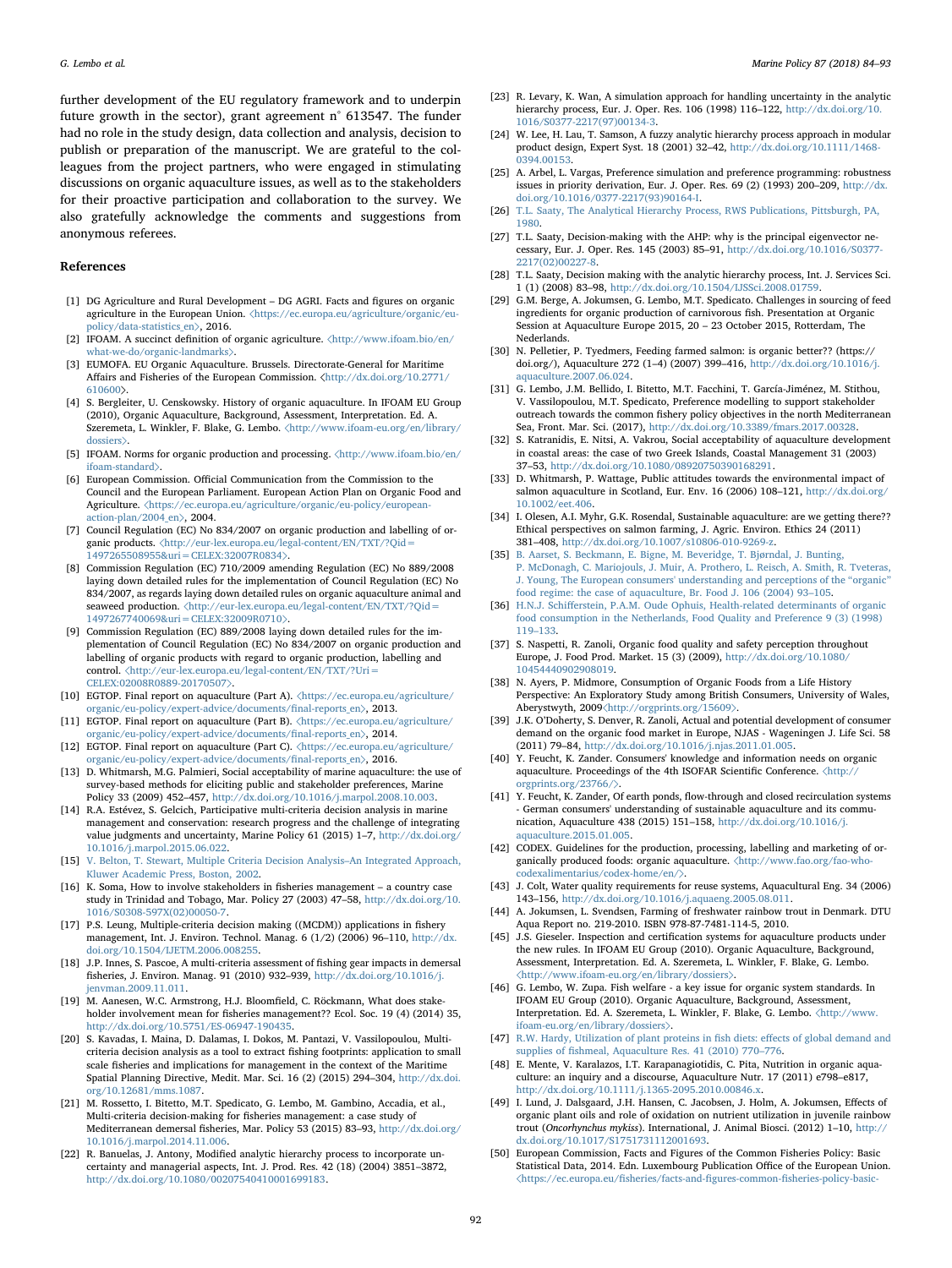further development of the EU regulatory framework and to underpin future growth in the sector), grant agreement n° 613547. The funder had no role in the study design, data collection and analysis, decision to publish or preparation of the manuscript. We are grateful to the colleagues from the project partners, who were engaged in stimulating discussions on organic aquaculture issues, as well as to the stakeholders for their proactive participation and collaboration to the survey. We also gratefully acknowledge the comments and suggestions from anonymous referees.

## References

[1] DG Agriculture and Rural Development – DG AGRI. Facts and figures on organic agriculture in the European Union. 〈https://ec.europa.eu/agriculture/organic/eu-policy/data-statistics_en〉, 2016.

[2] IFOAM. A succinct definition of organic agriculture. 〈http://www.ifoam.bio/en/what-we-do/organic-landmarks〉.

[3] EUMOFA. EU Organic Aquaculture. Brussels. Directorate-General for Maritime Affairs and Fisheries of the European Commission. 〈http://dx.doi.org/10.2771/610600〉.

[4] S. Bergleiter, U. Censkowsky. History of organic aquaculture. In IFOAM EU Group (2010), Organic Aquaculture, Background, Assessment, Interpretation. Ed. A. Szeremeta, L. Winkler, F. Blake, G. Lembo. 〈http://www.ifoam-eu.org/en/library/dossiers〉.

[5] IFOAM. Norms for organic production and processing. 〈http://www.ifoam.bio/en/ifoam-standard〉.

[6] European Commission. Official Communication from the Commission to the Council and the European Parliament. European Action Plan on Organic Food and Agriculture. 〈https://ec.europa.eu/agriculture/organic/eu-policy/european-action-plan/2004_en〉, 2004.

[7] Council Regulation (EC) No 834/2007 on organic production and labelling of organic products. 〈http://eur-lex.europa.eu/legal-content/EN/TXT/?Qid=1497265508955&uri=CELEX:32007R0834〉.

[8] Commission Regulation (EC) 710/2009 amending Regulation (EC) No 889/2008 laying down detailed rules for the implementation of Council Regulation (EC) No 834/2007, as regards laying down detailed rules on organic aquaculture animal and seaweed production. 〈http://eur-lex.europa.eu/legal-content/EN/TXT/?Qid=1497267740069&uri=CELEX:32009R0710〉.

[9] Commission Regulation (EC) 889/2008 laying down detailed rules for the implementation of Council Regulation (EC) No 834/2007 on organic production and labelling of organic products with regard to organic production, labelling and control. 〈http://eur-lex.europa.eu/legal-content/EN/TXT/?Uri=CELEX:02008R0889-20170507〉.

[10] EGTOP. Final report on aquaculture (Part A). 〈https://ec.europa.eu/agriculture/organic/eu-policy/expert-advice/documents/final-reports_en〉, 2013.

[11] EGTOP. Final report on aquaculture (Part B). 〈https://ec.europa.eu/agriculture/organic/eu-policy/expert-advice/documents/final-reports_en〉, 2014.

[12] EGTOP. Final report on aquaculture (Part C). 〈https://ec.europa.eu/agriculture/organic/eu-policy/expert-advice/documents/final-reports_en〉, 2016.

[13] D. Whitmarsh, M.G. Palmieri, Social acceptability of marine aquaculture: the use of survey-based methods for eliciting public and stakeholder preferences, Marine Policy 33 (2009) 452–457, http://dx.doi.org/10.1016/j.marpol.2008.10.003.

[14] R.A. Estévez, S. Gelcich, Participative multi-criteria decision analysis in marine management and conservation: research progress and the challenge of integrating value judgments and uncertainty, Marine Policy 61 (2015) 1–7, http://dx.doi.org/10.1016/j.marpol.2015.06.022.

[15] V. Belton, T. Stewart, Multiple Criteria Decision Analysis–An Integrated Approach, Kluwer Academic Press, Boston, 2002.

[16] K. Soma, How to involve stakeholders in fisheries management – a country case study in Trinidad and Tobago, Mar. Policy 27 (2003) 47–58, http://dx.doi.org/10.1016/S0308-597X(02)00050-7.

[17] P.S. Leung, Multiple-criteria decision making ((MCDM)) applications in fishery management, Int. J. Environ. Technol. Manag. 6 (1/2) (2006) 96–110, http://dx.doi.org/10.1504/IJETM.2006.008255.

[18] J.P. Innes, S. Pascoe, A multi-criteria assessment of fishing gear impacts in demersal fisheries, J. Environ. Manag. 91 (2010) 932–939, http://dx.doi.org/10.1016/j.jenvman.2009.11.011.

[19] M. Aanesen, W.C. Armstrong, H.J. Bloomfield, C. Röckmann, What does stakeholder involvement mean for fisheries management?? Ecol. Soc. 19 (4) (2014) 35, http://dx.doi.org/10.5751/ES-06947-190435.

[20] S. Kavadas, I. Maina, D. Dalamas, I. Dokos, M. Pantazi, V. Vassilopoulou, Multi-criteria decision analysis as a tool to extract fishing footprints: application to small scale fisheries and implications for management in the context of the Maritime Spatial Planning Directive, Medit. Mar. Sci. 16 (2) (2015) 294–304, http://dx.doi.org/10.12681/mms.1087.

[21] M. Rossetto, I. Bitetto, M.T. Spedicato, G. Lembo, M. Gambino, Accadia, et al., Multi-criteria decision-making for fisheries management: a case study of Mediterranean demersal fisheries, Mar. Policy 53 (2015) 83–93, http://dx.doi.org/10.1016/j.marpol.2014.11.006.

[22] R. Banuelas, J. Antony, Modified analytic hierarchy process to incorporate uncertainty and managerial aspects, Int. J. Prod. Res. 42 (18) (2004) 3851–3872, http://dx.doi.org/10.1080/00207540410001699183.

[23] R. Levary, K. Wan, A simulation approach for handling uncertainty in the analytic hierarchy process, Eur. J. Oper. Res. 106 (1998) 116–122, http://dx.doi.org/10.1016/S0377-2217(97)00134-3.

[24] W. Lee, H. Lau, T. Samson, A fuzzy analytic hierarchy process approach in modular product design, Expert Syst. 18 (2001) 32–42, http://dx.doi.org/10.1111/1468-0394.00153.

[25] A. Arbel, L. Vargas, Preference simulation and preference programming: robustness issues in priority derivation, Eur. J. Oper. Res. 69 (2) (1993) 200–209, http://dx.doi.org/10.1016/0377-2217(93)90164-I.

[26] T.L. Saaty, The Analytical Hierarchy Process, RWS Publications, Pittsburgh, PA, 1980.

[27] T.L. Saaty, Decision-making with the AHP: why is the principal eigenvector necessary, Eur. J. Oper. Res. 145 (2003) 85–91, http://dx.doi.org/10.1016/S0377-2217(02)00227-8.

[28] T.L. Saaty, Decision making with the analytic hierarchy process, Int. J. Services Sci. 1 (1) (2008) 83–98, http://dx.doi.org/10.1504/IJSSci.2008.01759.

[29] G.M. Berge, A. Jokumsen, G. Lembo, M.T. Spedicato. Challenges in sourcing of feed ingredients for organic production of carnivorous fish. Presentation at Organic Session at Aquaculture Europe 2015, 20 – 23 October 2015, Rotterdam, The Nederlands.

[30] N. Pelletier, P. Tyedmers, Feeding farmed salmon: is organic better?? (https://doi.org/), Aquaculture 272 (1–4) (2007) 399–416, http://dx.doi.org/10.1016/j.aquaculture.2007.06.024.

[31] G. Lembo, J.M. Bellido, I. Bitetto, M.T. Facchini, T. García-Jiménez, M. Stithou, V. Vassilopoulou, M.T. Spedicato, Preference modelling to support stakeholder outreach towards the common fishery policy objectives in the north Mediterranean Sea, Front. Mar. Sci. (2017), http://dx.doi.org/10.3389/fmars.2017.00328.

[32] S. Katranidis, E. Nitsi, A. Vakrou, Social acceptability of aquaculture development in coastal areas: the case of two Greek Islands, Coastal Management 31 (2003) 37–53, http://dx.doi.org/10.1080/08920750390168291.

[33] D. Whitmarsh, P. Wattage, Public attitudes towards the environmental impact of salmon aquaculture in Scotland, Eur. Env. 16 (2006) 108–121, http://dx.doi.org/10.1002/eet.406.

[34] I. Olesen, A.I. Myhr, G.K. Rosendal, Sustainable aquaculture: are we getting there?? Ethical perspectives on salmon farming, J. Agric. Environ. Ethics 24 (2011) 381–408, http://dx.doi.org/10.1007/s10806-010-9269-z.

[35] B. Aarset, S. Beckmann, E. Bigne, M. Beveridge, T. Bjørndal, J. Bunting, P. McDonagh, C. Mariojouls, J. Muir, A. Prothero, L. Reisch, A. Smith, R. Tveteras, J. Young, The European consumers' understanding and perceptions of the "organic" food regime: the case of aquaculture, Br. Food J. 106 (2004) 93–105.

[36] H.N.J. Schifferstein, P.A.M. Oude Ophuis, Health-related determinants of organic food consumption in the Netherlands, Food Quality and Preference 9 (3) (1998) 119–133.

[37] S. Naspetti, R. Zanoli, Organic food quality and safety perception throughout Europe, J. Food Prod. Market. 15 (3) (2009), http://dx.doi.org/10.1080/10454440902908019.

[38] N. Ayers, P. Midmore, Consumption of Organic Foods from a Life History Perspective: An Exploratory Study among British Consumers, University of Wales, Aberystwyth, 2009〈http://orgprints.org/15609〉.

[39] J.K. O'Doherty, S. Denver, R. Zanoli, Actual and potential development of consumer demand on the organic food market in Europe, NJAS - Wageningen J. Life Sci. 58 (2011) 79–84, http://dx.doi.org/10.1016/j.njas.2011.01.005.

[40] Y. Feucht, K. Zander. Consumers' knowledge and information needs on organic aquaculture. Proceedings of the 4th ISOFAR Scientific Conference. 〈http://orgprints.org/23766/〉.

[41] Y. Feucht, K. Zander, Of earth ponds, flow-through and closed recirculation systems - German consumers' understanding of sustainable aquaculture and its communication, Aquaculture 438 (2015) 151–158, http://dx.doi.org/10.1016/j.aquaculture.2015.01.005.

[42] CODEX. Guidelines for the production, processing, labelling and marketing of organically produced foods: organic aquaculture. 〈http://www.fao.org/fao-who-codexalimentarius/codex-home/en/〉.

[43] J. Colt, Water quality requirements for reuse systems, Aquacultural Eng. 34 (2006) 143–156, http://dx.doi.org/10.1016/j.aquaeng.2005.08.011.

[44] A. Jokumsen, L. Svendsen, Farming of freshwater rainbow trout in Denmark. DTU Aqua Report no. 219-2010. ISBN 978-87-7481-114-5, 2010.

[45] J.S. Gieseler. Inspection and certification systems for aquaculture products under the new rules. In IFOAM EU Group (2010). Organic Aquaculture, Background, Assessment, Interpretation. Ed. A. Szeremeta, L. Winkler, F. Blake, G. Lembo. 〈http://www.ifoam-eu.org/en/library/dossiers/〉.

[46] G. Lembo, W. Zupa. Fish welfare - a key issue for organic system standards. In IFOAM EU Group (2010). Organic Aquaculture, Background, Assessment, Interpretation. Ed. A. Szeremeta, L. Winkler, F. Blake, G. Lembo. 〈http://www.ifoam-eu.org/en/library/dossiers/〉.

[47] R.W. Hardy, Utilization of plant proteins in fish diets: effects of global demand and supplies of fishmeal, Aquaculture Res. 41 (2010) 770–776.

[48] E. Mente, V. Karalazos, I.T. Karapanagiotidis, C. Pita, Nutrition in organic aquaculture: an inquiry and a discourse, Aquaculture Nutr. 17 (2011) e798–e817, http://dx.doi.org/10.1111/j.1365-2095.2010.00846.x.

[49] I. Lund, J. Dalsgaard, J.H. Hansen, C. Jacobsen, J. Holm, A. Jokumsen, Effects of organic plant oils and role of oxidation on nutrient utilization in juvenile rainbow trout (*Oncorhynchus mykiss*). International, J. Animal Biosci. (2012) 1–10, http://dx.doi.org/10.1017/S1751731112001693.

[50] European Commission, Facts and Figures of the Common Fisheries Policy: Basic Statistical Data, 2014. Edn. Luxembourg Publication Office of the European Union. 〈https://ec.europa.eu/fisheries/facts-and-figures-common-fisheries-policy-basic-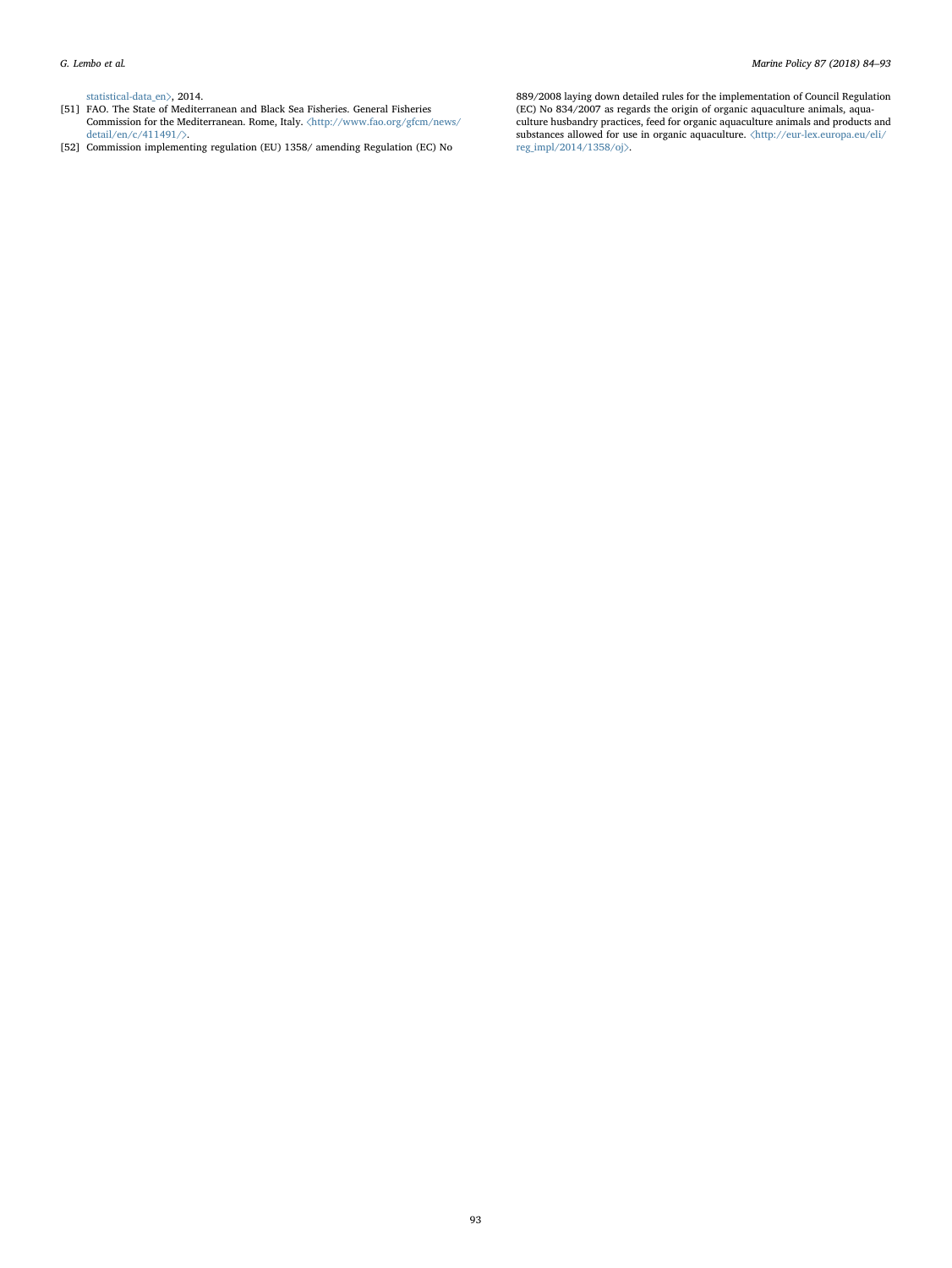statistical-data_en〉, 2014.

[51] FAO. The State of Mediterranean and Black Sea Fisheries. General Fisheries Commission for the Mediterranean. Rome, Italy. 〈http://www.fao.org/gfcm/news/detail/en/c/411491/〉.

[52] Commission implementing regulation (EU) 1358/ amending Regulation (EC) No 889/2008 laying down detailed rules for the implementation of Council Regulation (EC) No 834/2007 as regards the origin of organic aquaculture animals, aquaculture husbandry practices, feed for organic aquaculture animals and products and substances allowed for use in organic aquaculture. 〈http://eur-lex.europa.eu/eli/reg_impl/2014/1358/oj〉.